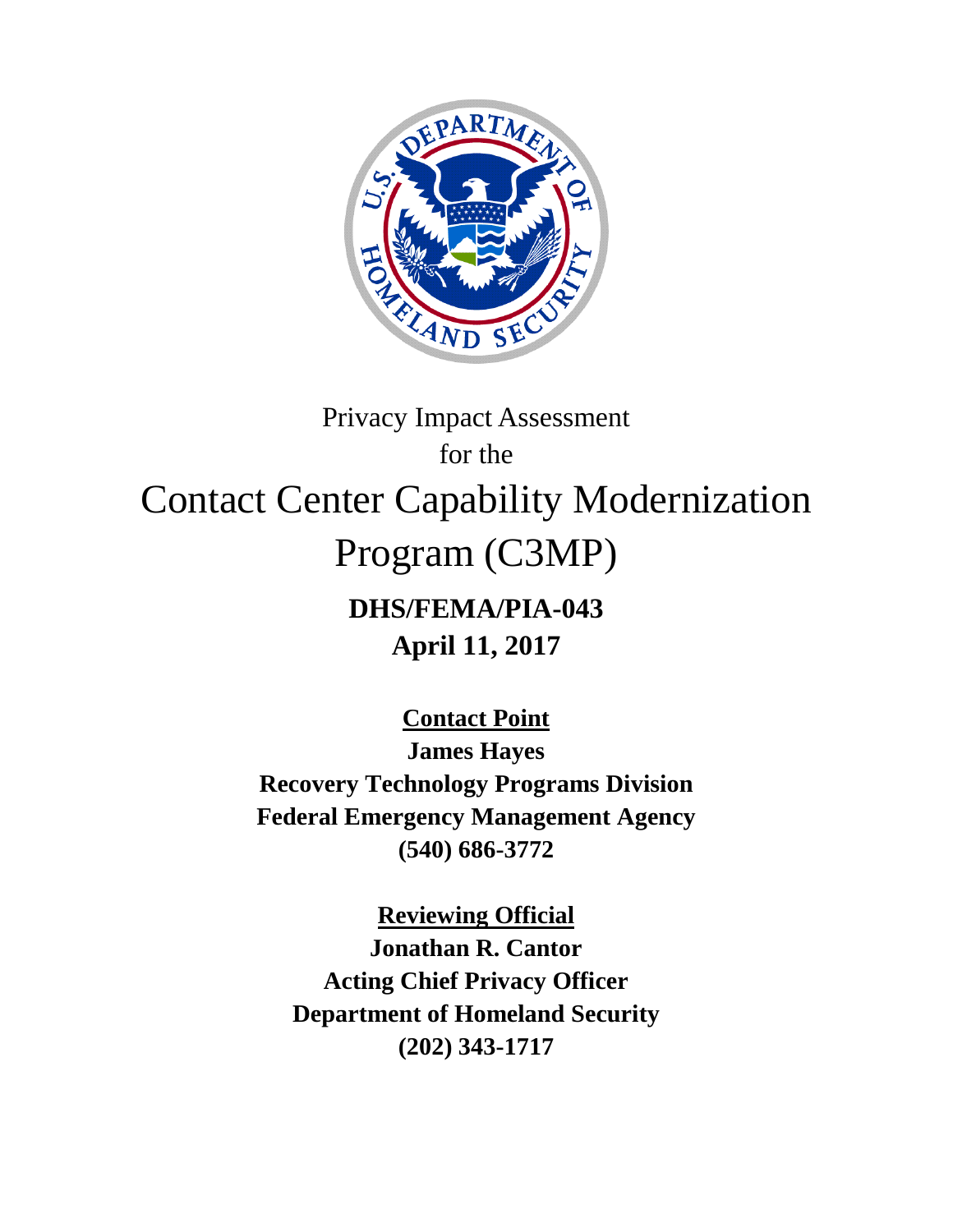# Privacy Impact Assessment
for the
# Contact Center Capability Modernization Program (C3MP)

**DHS/FEMA/PIA-043**

**April 11, 2017**

**Contact Point**

**James Hayes**
**Recovery Technology Programs Division**
**Federal Emergency Management Agency**
**(540) 686-3772**

**Reviewing Official**

**Jonathan R. Cantor**
**Acting Chief Privacy Officer**
**Department of Homeland Security**
**(202) 343-1717**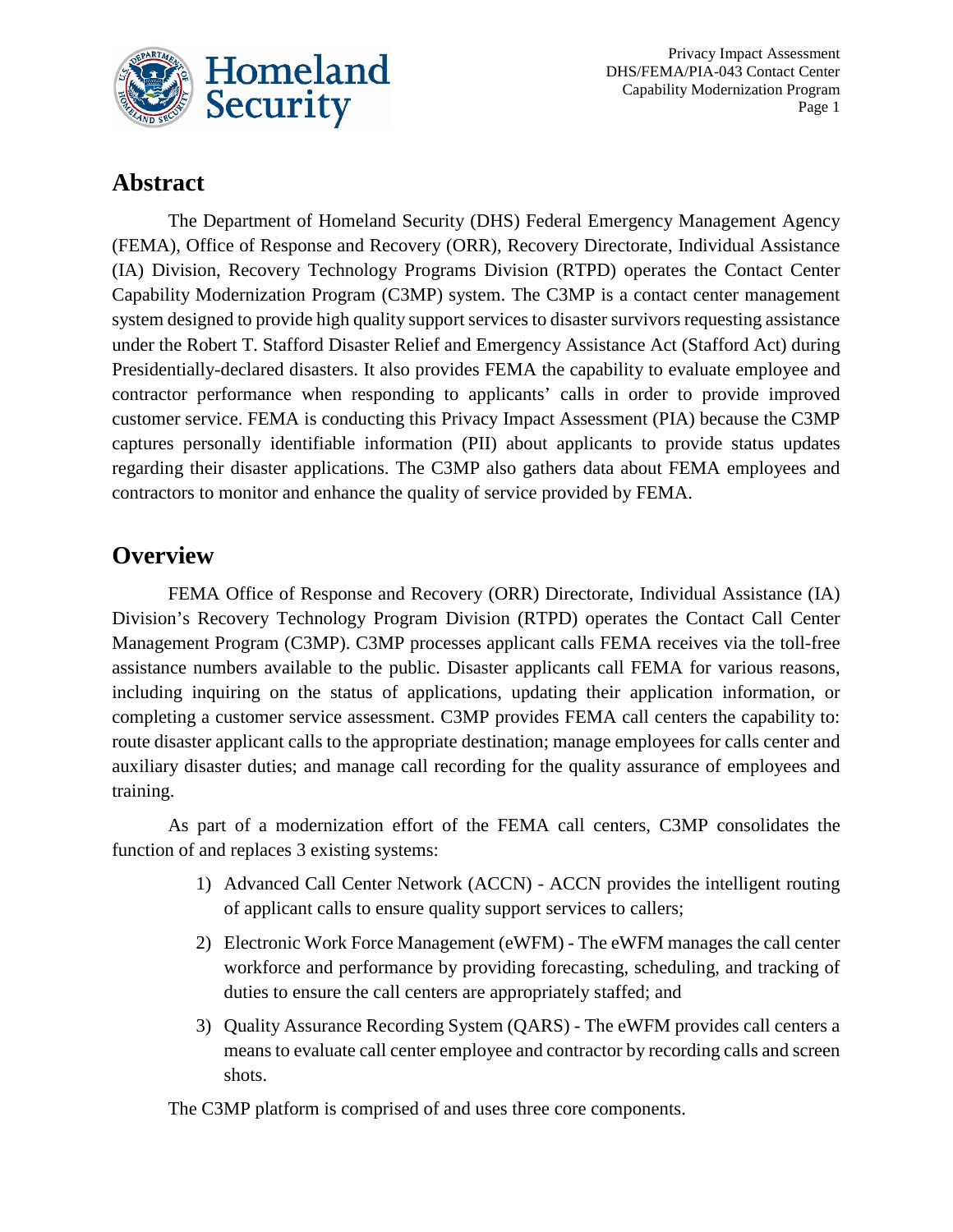## Abstract

The Department of Homeland Security (DHS) Federal Emergency Management Agency (FEMA), Office of Response and Recovery (ORR), Recovery Directorate, Individual Assistance (IA) Division, Recovery Technology Programs Division (RTPD) operates the Contact Center Capability Modernization Program (C3MP) system. The C3MP is a contact center management system designed to provide high quality support services to disaster survivors requesting assistance under the Robert T. Stafford Disaster Relief and Emergency Assistance Act (Stafford Act) during Presidentially-declared disasters. It also provides FEMA the capability to evaluate employee and contractor performance when responding to applicants' calls in order to provide improved customer service. FEMA is conducting this Privacy Impact Assessment (PIA) because the C3MP captures personally identifiable information (PII) about applicants to provide status updates regarding their disaster applications. The C3MP also gathers data about FEMA employees and contractors to monitor and enhance the quality of service provided by FEMA.

## Overview

FEMA Office of Response and Recovery (ORR) Directorate, Individual Assistance (IA) Division's Recovery Technology Program Division (RTPD) operates the Contact Call Center Management Program (C3MP). C3MP processes applicant calls FEMA receives via the toll-free assistance numbers available to the public. Disaster applicants call FEMA for various reasons, including inquiring on the status of applications, updating their application information, or completing a customer service assessment. C3MP provides FEMA call centers the capability to: route disaster applicant calls to the appropriate destination; manage employees for calls center and auxiliary disaster duties; and manage call recording for the quality assurance of employees and training.

As part of a modernization effort of the FEMA call centers, C3MP consolidates the function of and replaces 3 existing systems:

1) Advanced Call Center Network (ACCN) - ACCN provides the intelligent routing of applicant calls to ensure quality support services to callers;
2) Electronic Work Force Management (eWFM) - The eWFM manages the call center workforce and performance by providing forecasting, scheduling, and tracking of duties to ensure the call centers are appropriately staffed; and
3) Quality Assurance Recording System (QARS) - The eWFM provides call centers a means to evaluate call center employee and contractor by recording calls and screen shots.

The C3MP platform is comprised of and uses three core components.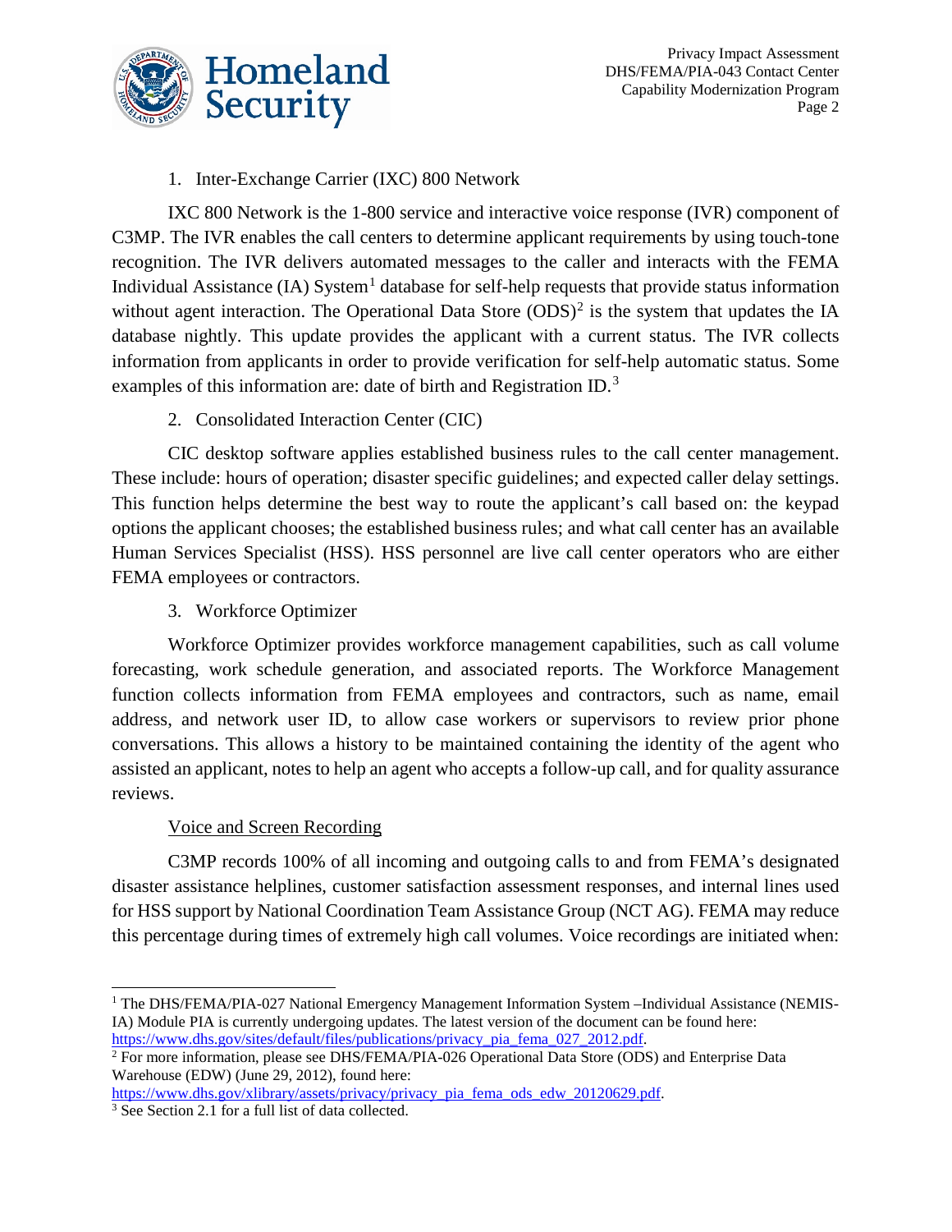1. Inter-Exchange Carrier (IXC) 800 Network

IXC 800 Network is the 1-800 service and interactive voice response (IVR) component of C3MP. The IVR enables the call centers to determine applicant requirements by using touch-tone recognition. The IVR delivers automated messages to the caller and interacts with the FEMA Individual Assistance (IA) System[1] database for self-help requests that provide status information without agent interaction. The Operational Data Store (ODS)[2] is the system that updates the IA database nightly. This update provides the applicant with a current status. The IVR collects information from applicants in order to provide verification for self-help automatic status. Some examples of this information are: date of birth and Registration ID.[3]

2. Consolidated Interaction Center (CIC)

CIC desktop software applies established business rules to the call center management. These include: hours of operation; disaster specific guidelines; and expected caller delay settings. This function helps determine the best way to route the applicant's call based on: the keypad options the applicant chooses; the established business rules; and what call center has an available Human Services Specialist (HSS). HSS personnel are live call center operators who are either FEMA employees or contractors.

3. Workforce Optimizer

Workforce Optimizer provides workforce management capabilities, such as call volume forecasting, work schedule generation, and associated reports. The Workforce Management function collects information from FEMA employees and contractors, such as name, email address, and network user ID, to allow case workers or supervisors to review prior phone conversations. This allows a history to be maintained containing the identity of the agent who assisted an applicant, notes to help an agent who accepts a follow-up call, and for quality assurance reviews.

<u>Voice and Screen Recording</u>

C3MP records 100% of all incoming and outgoing calls to and from FEMA's designated disaster assistance helplines, customer satisfaction assessment responses, and internal lines used for HSS support by National Coordination Team Assistance Group (NCT AG). FEMA may reduce this percentage during times of extremely high call volumes. Voice recordings are initiated when:

---

[1] The DHS/FEMA/PIA-027 National Emergency Management Information System –Individual Assistance (NEMIS-IA) Module PIA is currently undergoing updates. The latest version of the document can be found here: https://www.dhs.gov/sites/default/files/publications/privacy_pia_fema_027_2012.pdf.

[2] For more information, please see DHS/FEMA/PIA-026 Operational Data Store (ODS) and Enterprise Data Warehouse (EDW) (June 29, 2012), found here: https://www.dhs.gov/xlibrary/assets/privacy/privacy_pia_fema_ods_edw_20120629.pdf.

[3] See Section 2.1 for a full list of data collected.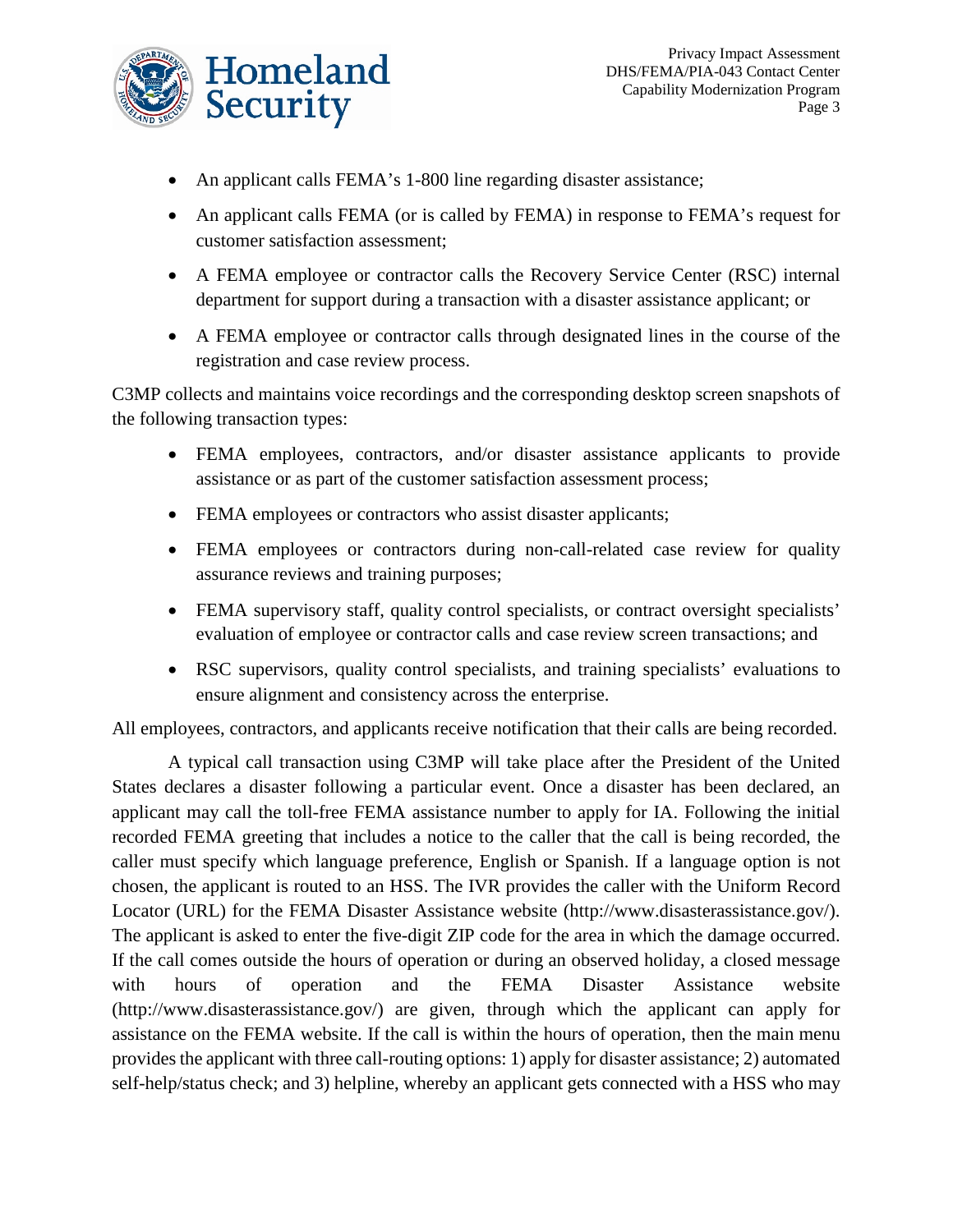- An applicant calls FEMA's 1-800 line regarding disaster assistance;
- An applicant calls FEMA (or is called by FEMA) in response to FEMA's request for customer satisfaction assessment;
- A FEMA employee or contractor calls the Recovery Service Center (RSC) internal department for support during a transaction with a disaster assistance applicant; or
- A FEMA employee or contractor calls through designated lines in the course of the registration and case review process.

C3MP collects and maintains voice recordings and the corresponding desktop screen snapshots of the following transaction types:

- FEMA employees, contractors, and/or disaster assistance applicants to provide assistance or as part of the customer satisfaction assessment process;
- FEMA employees or contractors who assist disaster applicants;
- FEMA employees or contractors during non-call-related case review for quality assurance reviews and training purposes;
- FEMA supervisory staff, quality control specialists, or contract oversight specialists' evaluation of employee or contractor calls and case review screen transactions; and
- RSC supervisors, quality control specialists, and training specialists' evaluations to ensure alignment and consistency across the enterprise.

All employees, contractors, and applicants receive notification that their calls are being recorded.

A typical call transaction using C3MP will take place after the President of the United States declares a disaster following a particular event. Once a disaster has been declared, an applicant may call the toll-free FEMA assistance number to apply for IA. Following the initial recorded FEMA greeting that includes a notice to the caller that the call is being recorded, the caller must specify which language preference, English or Spanish. If a language option is not chosen, the applicant is routed to an HSS. The IVR provides the caller with the Uniform Record Locator (URL) for the FEMA Disaster Assistance website (http://www.disasterassistance.gov/). The applicant is asked to enter the five-digit ZIP code for the area in which the damage occurred. If the call comes outside the hours of operation or during an observed holiday, a closed message with hours of operation and the FEMA Disaster Assistance website (http://www.disasterassistance.gov/) are given, through which the applicant can apply for assistance on the FEMA website. If the call is within the hours of operation, then the main menu provides the applicant with three call-routing options: 1) apply for disaster assistance; 2) automated self-help/status check; and 3) helpline, whereby an applicant gets connected with a HSS who may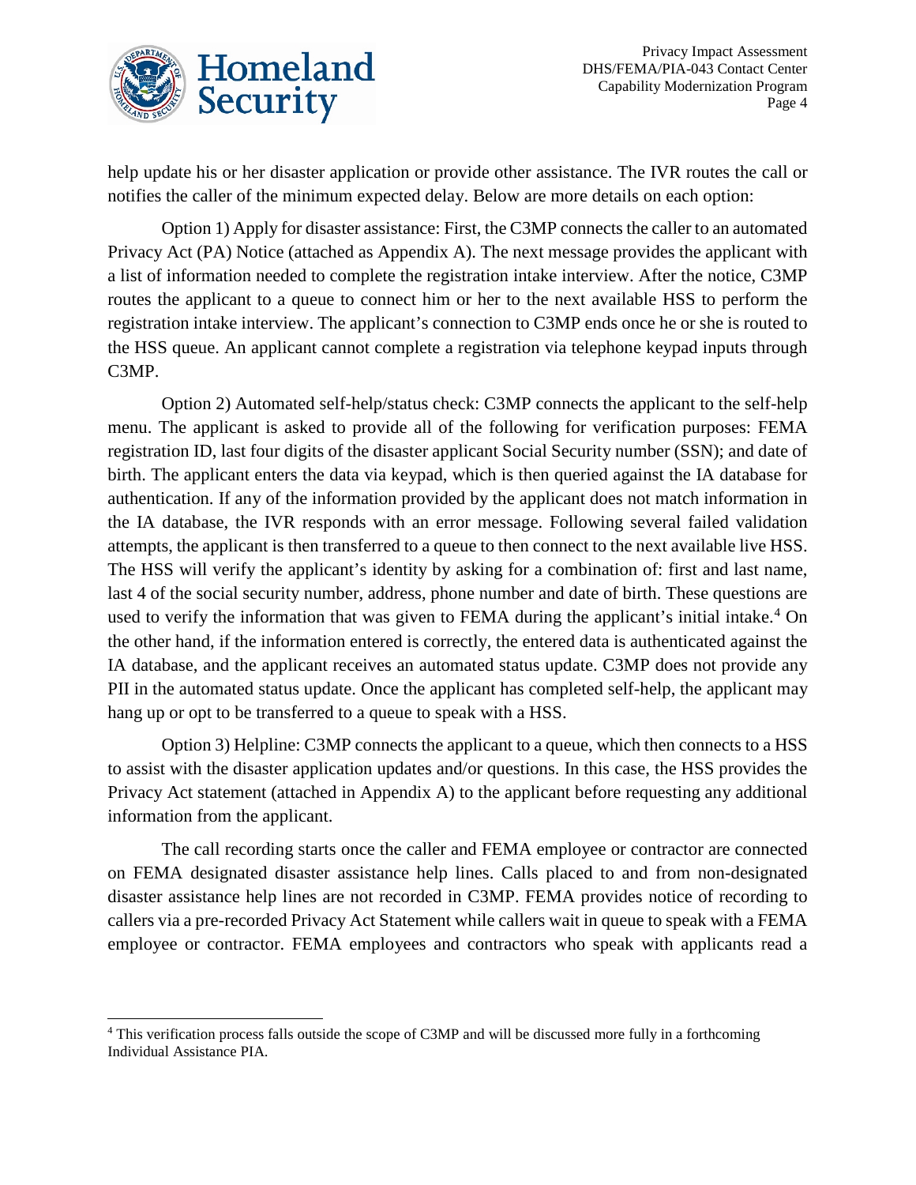help update his or her disaster application or provide other assistance. The IVR routes the call or notifies the caller of the minimum expected delay. Below are more details on each option:

Option 1) Apply for disaster assistance: First, the C3MP connects the caller to an automated Privacy Act (PA) Notice (attached as Appendix A). The next message provides the applicant with a list of information needed to complete the registration intake interview. After the notice, C3MP routes the applicant to a queue to connect him or her to the next available HSS to perform the registration intake interview. The applicant's connection to C3MP ends once he or she is routed to the HSS queue. An applicant cannot complete a registration via telephone keypad inputs through C3MP.

Option 2) Automated self-help/status check: C3MP connects the applicant to the self-help menu. The applicant is asked to provide all of the following for verification purposes: FEMA registration ID, last four digits of the disaster applicant Social Security number (SSN); and date of birth. The applicant enters the data via keypad, which is then queried against the IA database for authentication. If any of the information provided by the applicant does not match information in the IA database, the IVR responds with an error message. Following several failed validation attempts, the applicant is then transferred to a queue to then connect to the next available live HSS. The HSS will verify the applicant's identity by asking for a combination of: first and last name, last 4 of the social security number, address, phone number and date of birth. These questions are used to verify the information that was given to FEMA during the applicant's initial intake.[4] On the other hand, if the information entered is correctly, the entered data is authenticated against the IA database, and the applicant receives an automated status update. C3MP does not provide any PII in the automated status update. Once the applicant has completed self-help, the applicant may hang up or opt to be transferred to a queue to speak with a HSS.

Option 3) Helpline: C3MP connects the applicant to a queue, which then connects to a HSS to assist with the disaster application updates and/or questions. In this case, the HSS provides the Privacy Act statement (attached in Appendix A) to the applicant before requesting any additional information from the applicant.

The call recording starts once the caller and FEMA employee or contractor are connected on FEMA designated disaster assistance help lines. Calls placed to and from non-designated disaster assistance help lines are not recorded in C3MP. FEMA provides notice of recording to callers via a pre-recorded Privacy Act Statement while callers wait in queue to speak with a FEMA employee or contractor. FEMA employees and contractors who speak with applicants read a

[4] This verification process falls outside the scope of C3MP and will be discussed more fully in a forthcoming Individual Assistance PIA.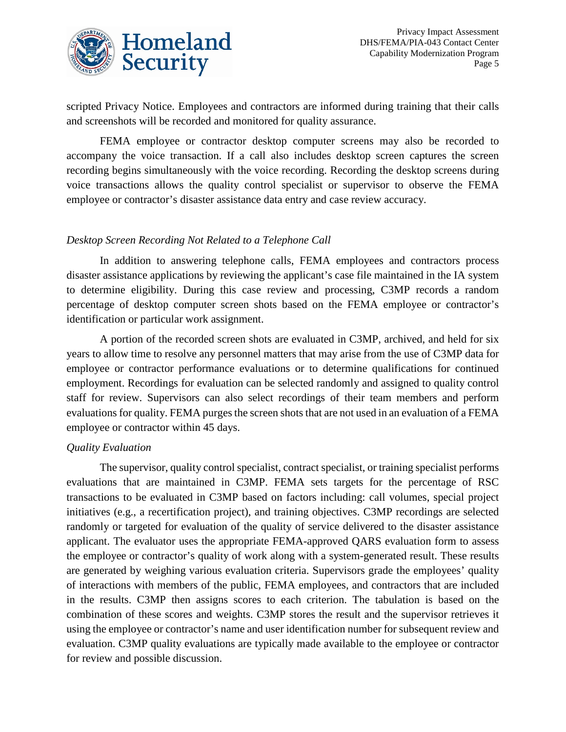scripted Privacy Notice. Employees and contractors are informed during training that their calls and screenshots will be recorded and monitored for quality assurance.

FEMA employee or contractor desktop computer screens may also be recorded to accompany the voice transaction. If a call also includes desktop screen captures the screen recording begins simultaneously with the voice recording. Recording the desktop screens during voice transactions allows the quality control specialist or supervisor to observe the FEMA employee or contractor's disaster assistance data entry and case review accuracy.

*Desktop Screen Recording Not Related to a Telephone Call*

In addition to answering telephone calls, FEMA employees and contractors process disaster assistance applications by reviewing the applicant's case file maintained in the IA system to determine eligibility. During this case review and processing, C3MP records a random percentage of desktop computer screen shots based on the FEMA employee or contractor's identification or particular work assignment.

A portion of the recorded screen shots are evaluated in C3MP, archived, and held for six years to allow time to resolve any personnel matters that may arise from the use of C3MP data for employee or contractor performance evaluations or to determine qualifications for continued employment. Recordings for evaluation can be selected randomly and assigned to quality control staff for review. Supervisors can also select recordings of their team members and perform evaluations for quality. FEMA purges the screen shots that are not used in an evaluation of a FEMA employee or contractor within 45 days.

*Quality Evaluation*

The supervisor, quality control specialist, contract specialist, or training specialist performs evaluations that are maintained in C3MP. FEMA sets targets for the percentage of RSC transactions to be evaluated in C3MP based on factors including: call volumes, special project initiatives (e.g., a recertification project), and training objectives. C3MP recordings are selected randomly or targeted for evaluation of the quality of service delivered to the disaster assistance applicant. The evaluator uses the appropriate FEMA-approved QARS evaluation form to assess the employee or contractor's quality of work along with a system-generated result. These results are generated by weighing various evaluation criteria. Supervisors grade the employees' quality of interactions with members of the public, FEMA employees, and contractors that are included in the results. C3MP then assigns scores to each criterion. The tabulation is based on the combination of these scores and weights. C3MP stores the result and the supervisor retrieves it using the employee or contractor's name and user identification number for subsequent review and evaluation. C3MP quality evaluations are typically made available to the employee or contractor for review and possible discussion.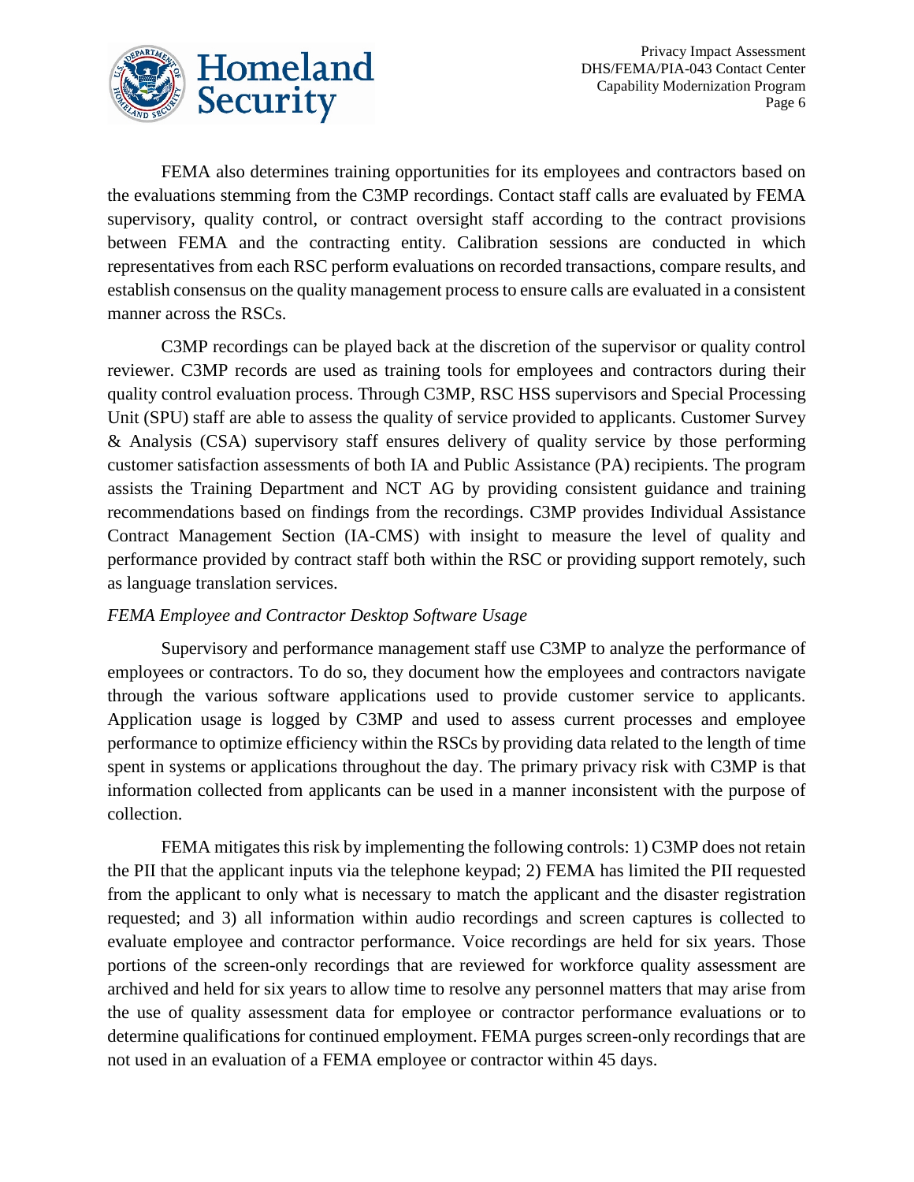FEMA also determines training opportunities for its employees and contractors based on the evaluations stemming from the C3MP recordings. Contact staff calls are evaluated by FEMA supervisory, quality control, or contract oversight staff according to the contract provisions between FEMA and the contracting entity. Calibration sessions are conducted in which representatives from each RSC perform evaluations on recorded transactions, compare results, and establish consensus on the quality management process to ensure calls are evaluated in a consistent manner across the RSCs.

C3MP recordings can be played back at the discretion of the supervisor or quality control reviewer. C3MP records are used as training tools for employees and contractors during their quality control evaluation process. Through C3MP, RSC HSS supervisors and Special Processing Unit (SPU) staff are able to assess the quality of service provided to applicants. Customer Survey & Analysis (CSA) supervisory staff ensures delivery of quality service by those performing customer satisfaction assessments of both IA and Public Assistance (PA) recipients. The program assists the Training Department and NCT AG by providing consistent guidance and training recommendations based on findings from the recordings. C3MP provides Individual Assistance Contract Management Section (IA-CMS) with insight to measure the level of quality and performance provided by contract staff both within the RSC or providing support remotely, such as language translation services.

*FEMA Employee and Contractor Desktop Software Usage*

Supervisory and performance management staff use C3MP to analyze the performance of employees or contractors. To do so, they document how the employees and contractors navigate through the various software applications used to provide customer service to applicants. Application usage is logged by C3MP and used to assess current processes and employee performance to optimize efficiency within the RSCs by providing data related to the length of time spent in systems or applications throughout the day. The primary privacy risk with C3MP is that information collected from applicants can be used in a manner inconsistent with the purpose of collection.

FEMA mitigates this risk by implementing the following controls: 1) C3MP does not retain the PII that the applicant inputs via the telephone keypad; 2) FEMA has limited the PII requested from the applicant to only what is necessary to match the applicant and the disaster registration requested; and 3) all information within audio recordings and screen captures is collected to evaluate employee and contractor performance. Voice recordings are held for six years. Those portions of the screen-only recordings that are reviewed for workforce quality assessment are archived and held for six years to allow time to resolve any personnel matters that may arise from the use of quality assessment data for employee or contractor performance evaluations or to determine qualifications for continued employment. FEMA purges screen-only recordings that are not used in an evaluation of a FEMA employee or contractor within 45 days.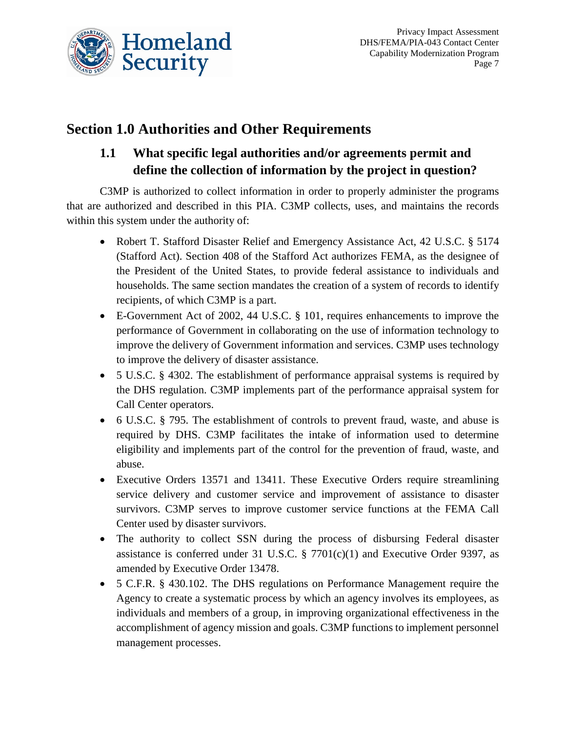## Section 1.0 Authorities and Other Requirements

### 1.1 What specific legal authorities and/or agreements permit and define the collection of information by the project in question?

C3MP is authorized to collect information in order to properly administer the programs that are authorized and described in this PIA. C3MP collects, uses, and maintains the records within this system under the authority of:

- Robert T. Stafford Disaster Relief and Emergency Assistance Act, 42 U.S.C. § 5174 (Stafford Act). Section 408 of the Stafford Act authorizes FEMA, as the designee of the President of the United States, to provide federal assistance to individuals and households. The same section mandates the creation of a system of records to identify recipients, of which C3MP is a part.
- E-Government Act of 2002, 44 U.S.C. § 101, requires enhancements to improve the performance of Government in collaborating on the use of information technology to improve the delivery of Government information and services. C3MP uses technology to improve the delivery of disaster assistance.
- 5 U.S.C. § 4302. The establishment of performance appraisal systems is required by the DHS regulation. C3MP implements part of the performance appraisal system for Call Center operators.
- 6 U.S.C. § 795. The establishment of controls to prevent fraud, waste, and abuse is required by DHS. C3MP facilitates the intake of information used to determine eligibility and implements part of the control for the prevention of fraud, waste, and abuse.
- Executive Orders 13571 and 13411. These Executive Orders require streamlining service delivery and customer service and improvement of assistance to disaster survivors. C3MP serves to improve customer service functions at the FEMA Call Center used by disaster survivors.
- The authority to collect SSN during the process of disbursing Federal disaster assistance is conferred under 31 U.S.C. § 7701(c)(1) and Executive Order 9397, as amended by Executive Order 13478.
- 5 C.F.R. § 430.102. The DHS regulations on Performance Management require the Agency to create a systematic process by which an agency involves its employees, as individuals and members of a group, in improving organizational effectiveness in the accomplishment of agency mission and goals. C3MP functions to implement personnel management processes.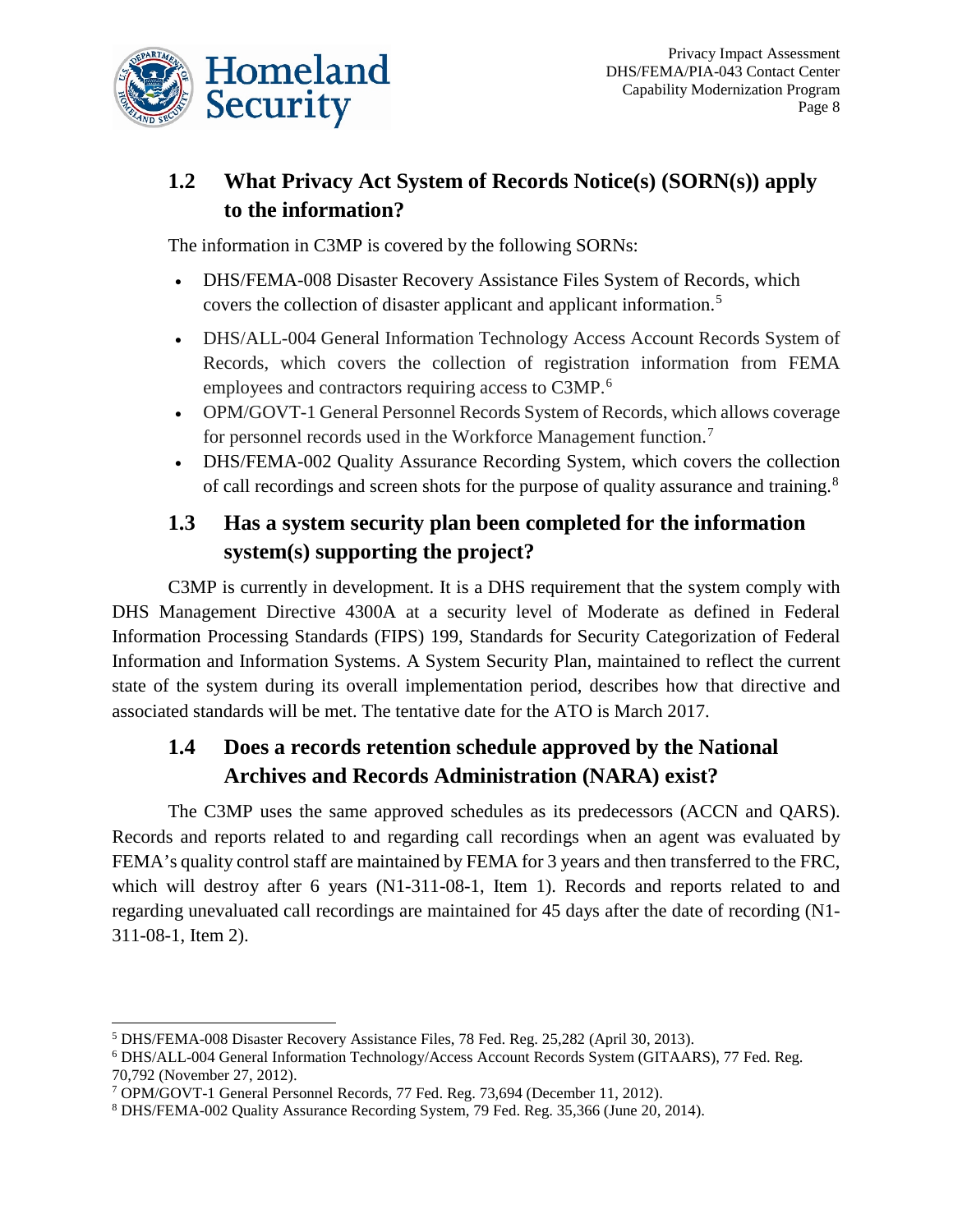## 1.2 What Privacy Act System of Records Notice(s) (SORN(s)) apply to the information?

The information in C3MP is covered by the following SORNs:

- DHS/FEMA-008 Disaster Recovery Assistance Files System of Records, which covers the collection of disaster applicant and applicant information.[5]
- DHS/ALL-004 General Information Technology Access Account Records System of Records, which covers the collection of registration information from FEMA employees and contractors requiring access to C3MP.[6]
- OPM/GOVT-1 General Personnel Records System of Records, which allows coverage for personnel records used in the Workforce Management function.[7]
- DHS/FEMA-002 Quality Assurance Recording System, which covers the collection of call recordings and screen shots for the purpose of quality assurance and training.[8]

## 1.3 Has a system security plan been completed for the information system(s) supporting the project?

C3MP is currently in development. It is a DHS requirement that the system comply with DHS Management Directive 4300A at a security level of Moderate as defined in Federal Information Processing Standards (FIPS) 199, Standards for Security Categorization of Federal Information and Information Systems. A System Security Plan, maintained to reflect the current state of the system during its overall implementation period, describes how that directive and associated standards will be met. The tentative date for the ATO is March 2017.

## 1.4 Does a records retention schedule approved by the National Archives and Records Administration (NARA) exist?

The C3MP uses the same approved schedules as its predecessors (ACCN and QARS). Records and reports related to and regarding call recordings when an agent was evaluated by FEMA's quality control staff are maintained by FEMA for 3 years and then transferred to the FRC, which will destroy after 6 years (N1-311-08-1, Item 1). Records and reports related to and regarding unevaluated call recordings are maintained for 45 days after the date of recording (N1-311-08-1, Item 2).

---

[5] DHS/FEMA-008 Disaster Recovery Assistance Files, 78 Fed. Reg. 25,282 (April 30, 2013).

[6] DHS/ALL-004 General Information Technology/Access Account Records System (GITAARS), 77 Fed. Reg. 70,792 (November 27, 2012).

[7] OPM/GOVT-1 General Personnel Records, 77 Fed. Reg. 73,694 (December 11, 2012).

[8] DHS/FEMA-002 Quality Assurance Recording System, 79 Fed. Reg. 35,366 (June 20, 2014).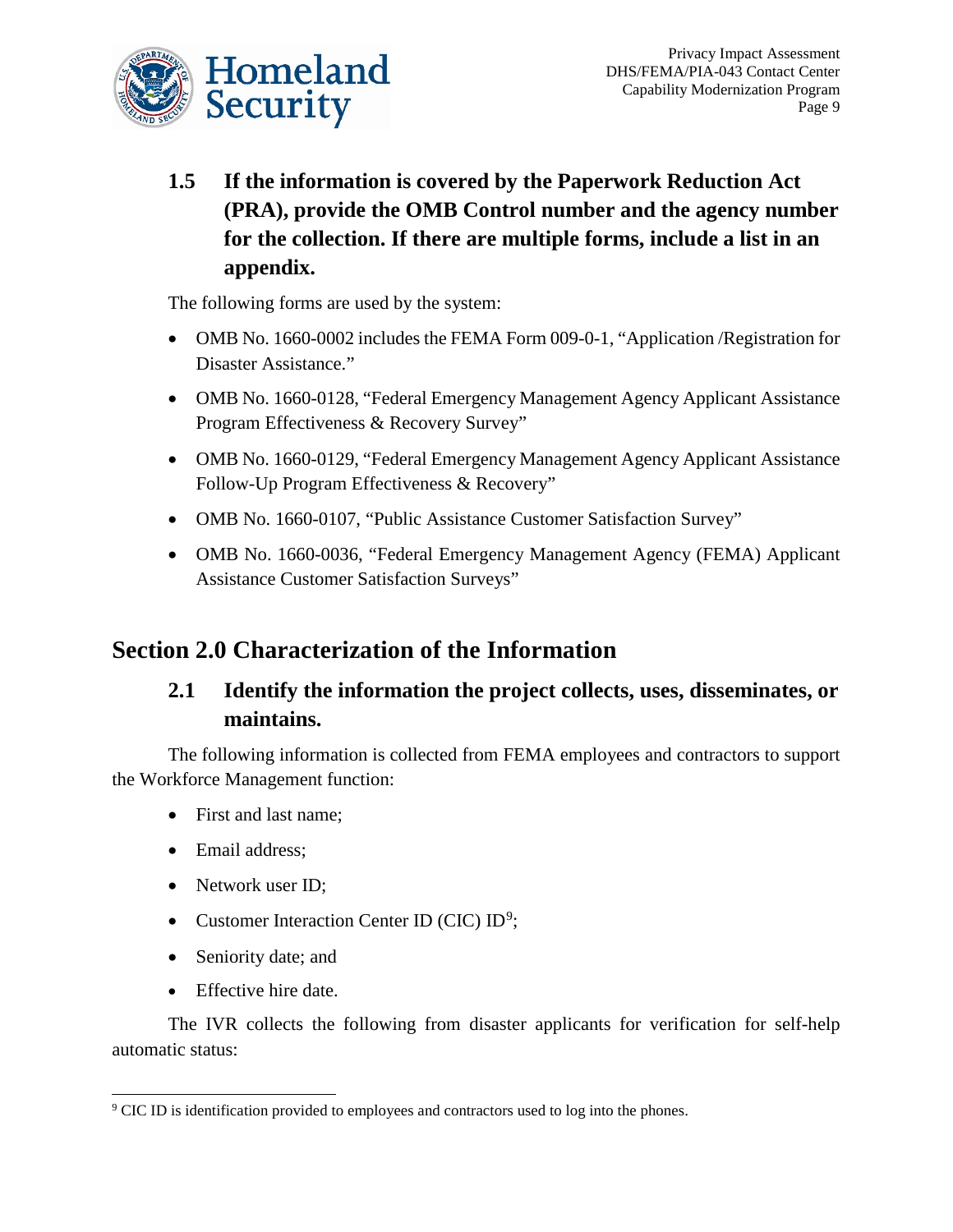### 1.5 If the information is covered by the Paperwork Reduction Act (PRA), provide the OMB Control number and the agency number for the collection. If there are multiple forms, include a list in an appendix.

The following forms are used by the system:

- OMB No. 1660-0002 includes the FEMA Form 009-0-1, "Application /Registration for Disaster Assistance."
- OMB No. 1660-0128, "Federal Emergency Management Agency Applicant Assistance Program Effectiveness & Recovery Survey"
- OMB No. 1660-0129, "Federal Emergency Management Agency Applicant Assistance Follow-Up Program Effectiveness & Recovery"
- OMB No. 1660-0107, "Public Assistance Customer Satisfaction Survey"
- OMB No. 1660-0036, "Federal Emergency Management Agency (FEMA) Applicant Assistance Customer Satisfaction Surveys"

## Section 2.0 Characterization of the Information

### 2.1 Identify the information the project collects, uses, disseminates, or maintains.

The following information is collected from FEMA employees and contractors to support the Workforce Management function:

- First and last name;
- Email address;
- Network user ID;
- Customer Interaction Center ID (CIC) ID[9];
- Seniority date; and
- Effective hire date.

The IVR collects the following from disaster applicants for verification for self-help automatic status:

[9] CIC ID is identification provided to employees and contractors used to log into the phones.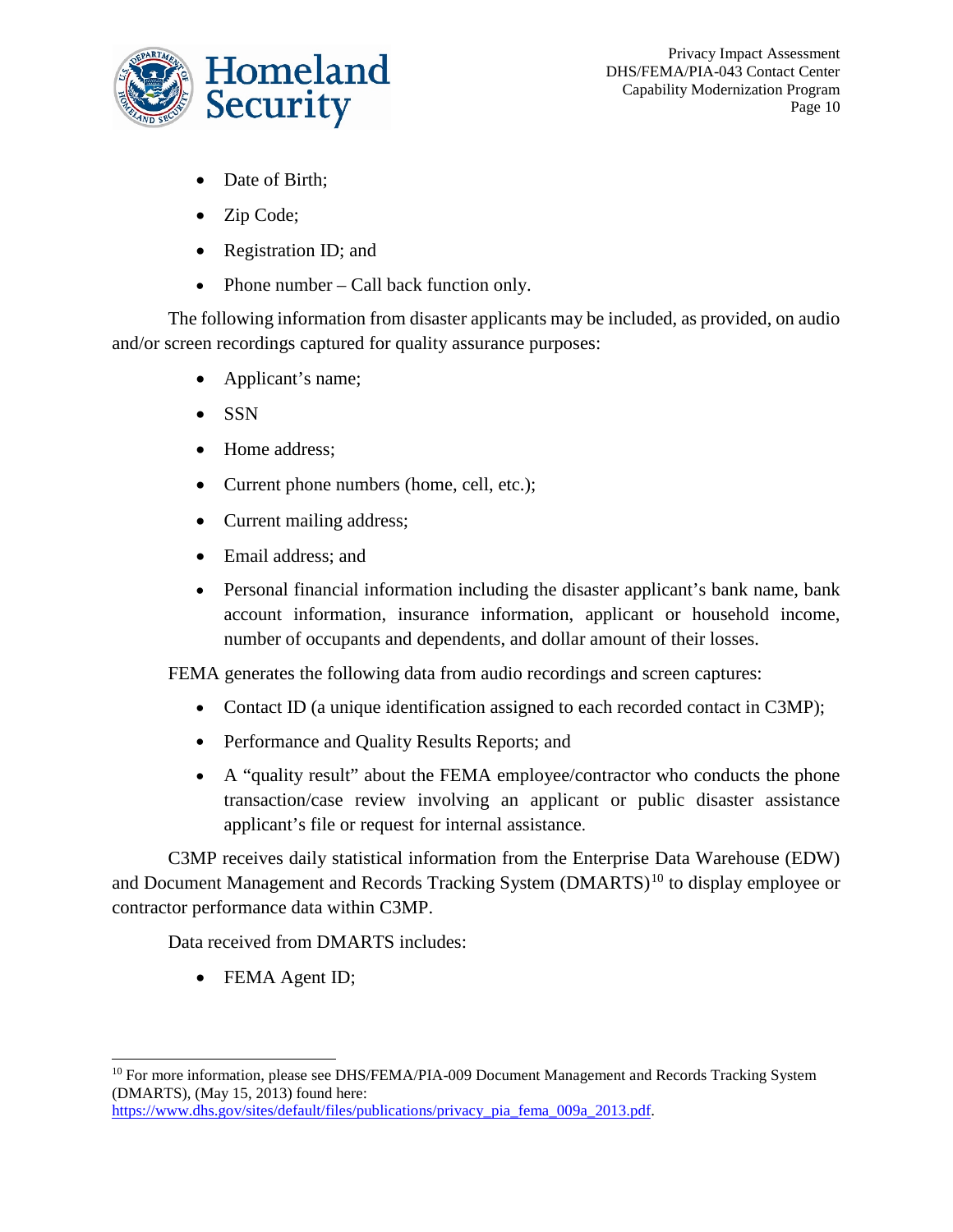- Date of Birth;
- Zip Code;
- Registration ID; and
- Phone number – Call back function only.

The following information from disaster applicants may be included, as provided, on audio and/or screen recordings captured for quality assurance purposes:

- Applicant's name;
- SSN
- Home address;
- Current phone numbers (home, cell, etc.);
- Current mailing address;
- Email address; and
- Personal financial information including the disaster applicant's bank name, bank account information, insurance information, applicant or household income, number of occupants and dependents, and dollar amount of their losses.

FEMA generates the following data from audio recordings and screen captures:

- Contact ID (a unique identification assigned to each recorded contact in C3MP);
- Performance and Quality Results Reports; and
- A "quality result" about the FEMA employee/contractor who conducts the phone transaction/case review involving an applicant or public disaster assistance applicant's file or request for internal assistance.

C3MP receives daily statistical information from the Enterprise Data Warehouse (EDW) and Document Management and Records Tracking System (DMARTS)[10] to display employee or contractor performance data within C3MP.

Data received from DMARTS includes:

- FEMA Agent ID;

---

[10] For more information, please see DHS/FEMA/PIA-009 Document Management and Records Tracking System (DMARTS), (May 15, 2013) found here: https://www.dhs.gov/sites/default/files/publications/privacy_pia_fema_009a_2013.pdf.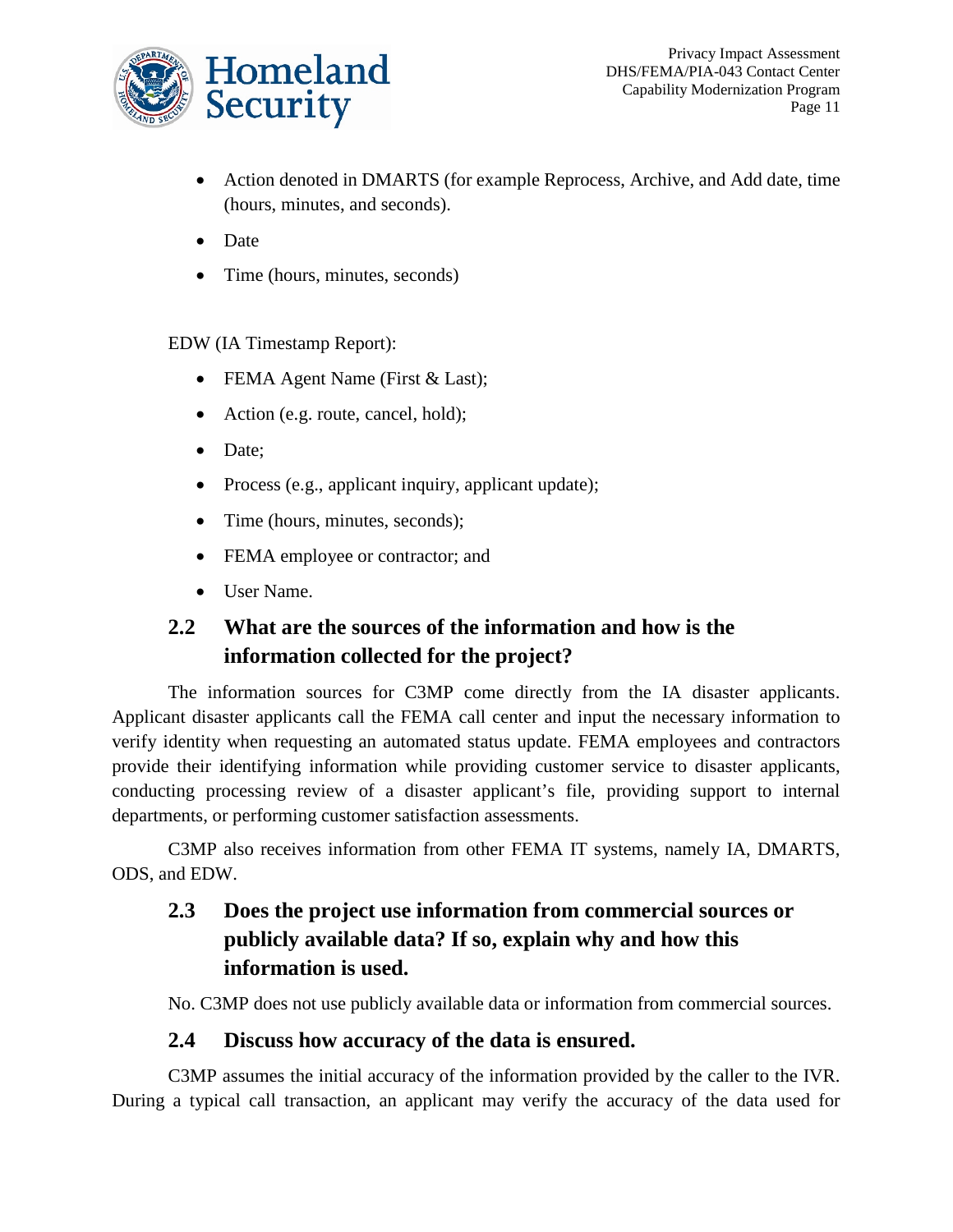- Action denoted in DMARTS (for example Reprocess, Archive, and Add date, time (hours, minutes, and seconds).
- Date
- Time (hours, minutes, seconds)

EDW (IA Timestamp Report):

- FEMA Agent Name (First & Last);
- Action (e.g. route, cancel, hold);
- Date;
- Process (e.g., applicant inquiry, applicant update);
- Time (hours, minutes, seconds);
- FEMA employee or contractor; and
- User Name.

## 2.2 What are the sources of the information and how is the information collected for the project?

The information sources for C3MP come directly from the IA disaster applicants. Applicant disaster applicants call the FEMA call center and input the necessary information to verify identity when requesting an automated status update. FEMA employees and contractors provide their identifying information while providing customer service to disaster applicants, conducting processing review of a disaster applicant's file, providing support to internal departments, or performing customer satisfaction assessments.

C3MP also receives information from other FEMA IT systems, namely IA, DMARTS, ODS, and EDW.

## 2.3 Does the project use information from commercial sources or publicly available data? If so, explain why and how this information is used.

No. C3MP does not use publicly available data or information from commercial sources.

## 2.4 Discuss how accuracy of the data is ensured.

C3MP assumes the initial accuracy of the information provided by the caller to the IVR. During a typical call transaction, an applicant may verify the accuracy of the data used for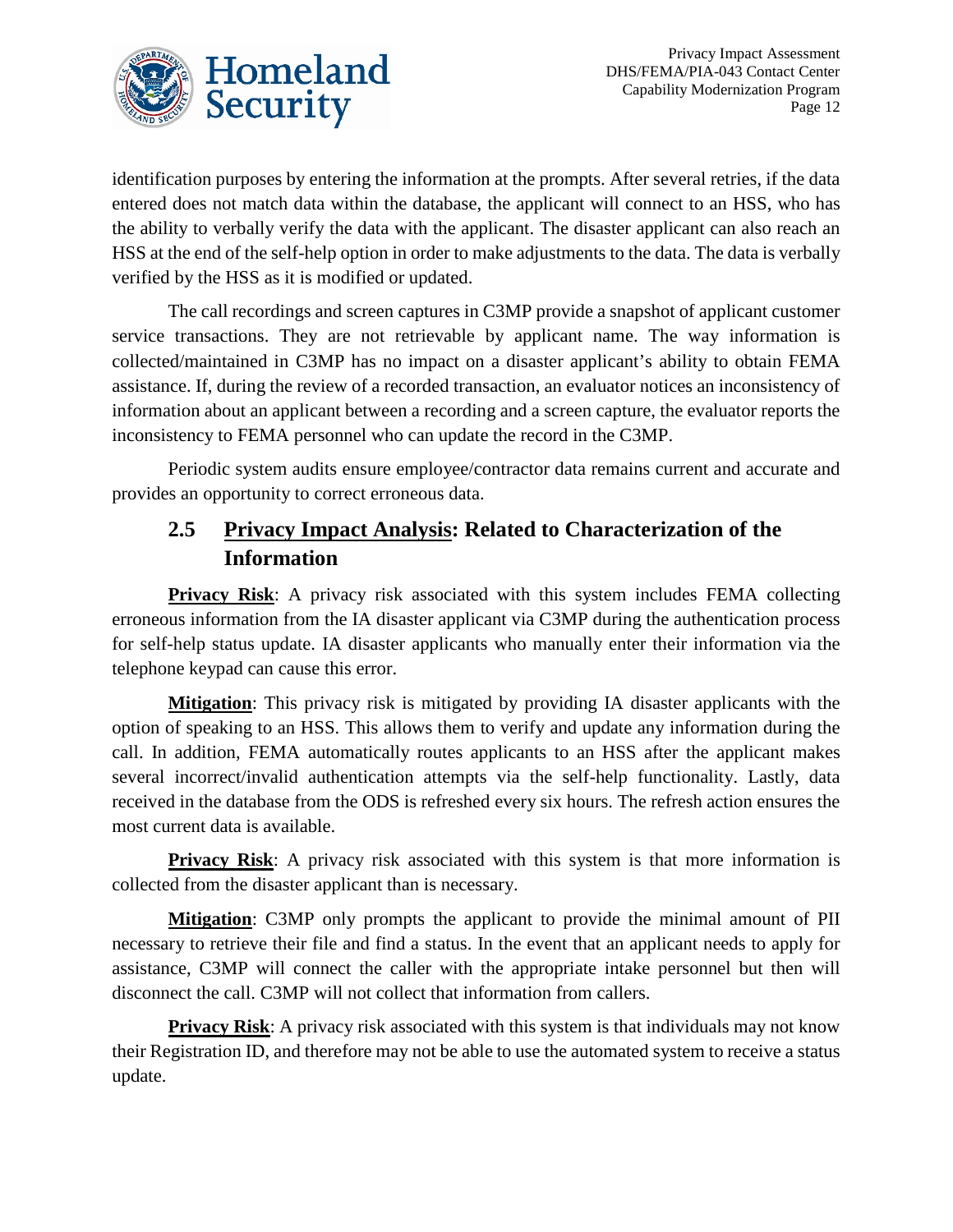identification purposes by entering the information at the prompts. After several retries, if the data entered does not match data within the database, the applicant will connect to an HSS, who has the ability to verbally verify the data with the applicant. The disaster applicant can also reach an HSS at the end of the self-help option in order to make adjustments to the data. The data is verbally verified by the HSS as it is modified or updated.

The call recordings and screen captures in C3MP provide a snapshot of applicant customer service transactions. They are not retrievable by applicant name. The way information is collected/maintained in C3MP has no impact on a disaster applicant's ability to obtain FEMA assistance. If, during the review of a recorded transaction, an evaluator notices an inconsistency of information about an applicant between a recording and a screen capture, the evaluator reports the inconsistency to FEMA personnel who can update the record in the C3MP.

Periodic system audits ensure employee/contractor data remains current and accurate and provides an opportunity to correct erroneous data.

## 2.5 Privacy Impact Analysis: Related to Characterization of the Information

**Privacy Risk**: A privacy risk associated with this system includes FEMA collecting erroneous information from the IA disaster applicant via C3MP during the authentication process for self-help status update. IA disaster applicants who manually enter their information via the telephone keypad can cause this error.

**Mitigation**: This privacy risk is mitigated by providing IA disaster applicants with the option of speaking to an HSS. This allows them to verify and update any information during the call. In addition, FEMA automatically routes applicants to an HSS after the applicant makes several incorrect/invalid authentication attempts via the self-help functionality. Lastly, data received in the database from the ODS is refreshed every six hours. The refresh action ensures the most current data is available.

**Privacy Risk**: A privacy risk associated with this system is that more information is collected from the disaster applicant than is necessary.

**Mitigation**: C3MP only prompts the applicant to provide the minimal amount of PII necessary to retrieve their file and find a status. In the event that an applicant needs to apply for assistance, C3MP will connect the caller with the appropriate intake personnel but then will disconnect the call. C3MP will not collect that information from callers.

**Privacy Risk**: A privacy risk associated with this system is that individuals may not know their Registration ID, and therefore may not be able to use the automated system to receive a status update.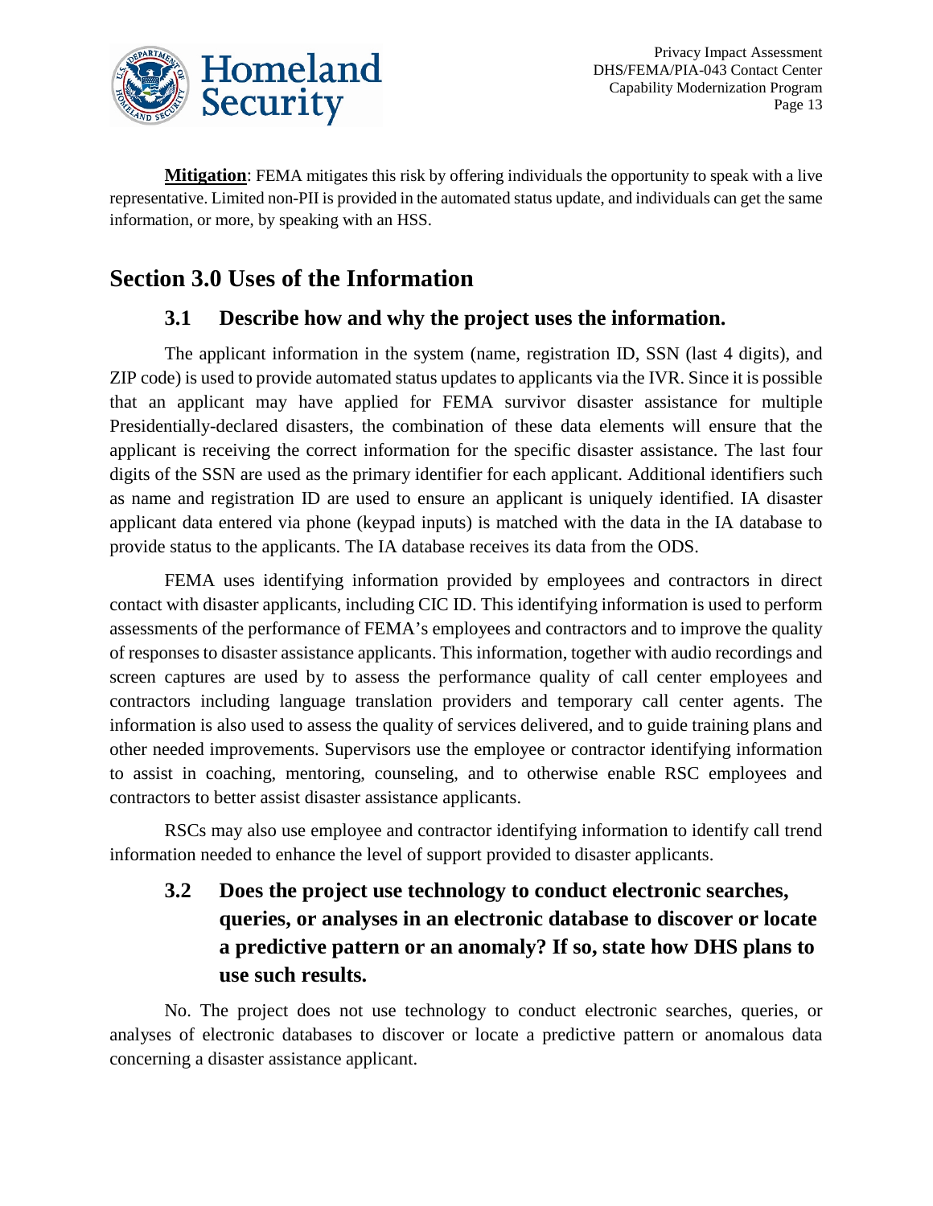**Mitigation**: FEMA mitigates this risk by offering individuals the opportunity to speak with a live representative. Limited non-PII is provided in the automated status update, and individuals can get the same information, or more, by speaking with an HSS.

# Section 3.0 Uses of the Information

## 3.1 Describe how and why the project uses the information.

The applicant information in the system (name, registration ID, SSN (last 4 digits), and ZIP code) is used to provide automated status updates to applicants via the IVR. Since it is possible that an applicant may have applied for FEMA survivor disaster assistance for multiple Presidentially-declared disasters, the combination of these data elements will ensure that the applicant is receiving the correct information for the specific disaster assistance. The last four digits of the SSN are used as the primary identifier for each applicant. Additional identifiers such as name and registration ID are used to ensure an applicant is uniquely identified. IA disaster applicant data entered via phone (keypad inputs) is matched with the data in the IA database to provide status to the applicants. The IA database receives its data from the ODS.

FEMA uses identifying information provided by employees and contractors in direct contact with disaster applicants, including CIC ID. This identifying information is used to perform assessments of the performance of FEMA's employees and contractors and to improve the quality of responses to disaster assistance applicants. This information, together with audio recordings and screen captures are used by to assess the performance quality of call center employees and contractors including language translation providers and temporary call center agents. The information is also used to assess the quality of services delivered, and to guide training plans and other needed improvements. Supervisors use the employee or contractor identifying information to assist in coaching, mentoring, counseling, and to otherwise enable RSC employees and contractors to better assist disaster assistance applicants.

RSCs may also use employee and contractor identifying information to identify call trend information needed to enhance the level of support provided to disaster applicants.

## 3.2 Does the project use technology to conduct electronic searches, queries, or analyses in an electronic database to discover or locate a predictive pattern or an anomaly? If so, state how DHS plans to use such results.

No. The project does not use technology to conduct electronic searches, queries, or analyses of electronic databases to discover or locate a predictive pattern or anomalous data concerning a disaster assistance applicant.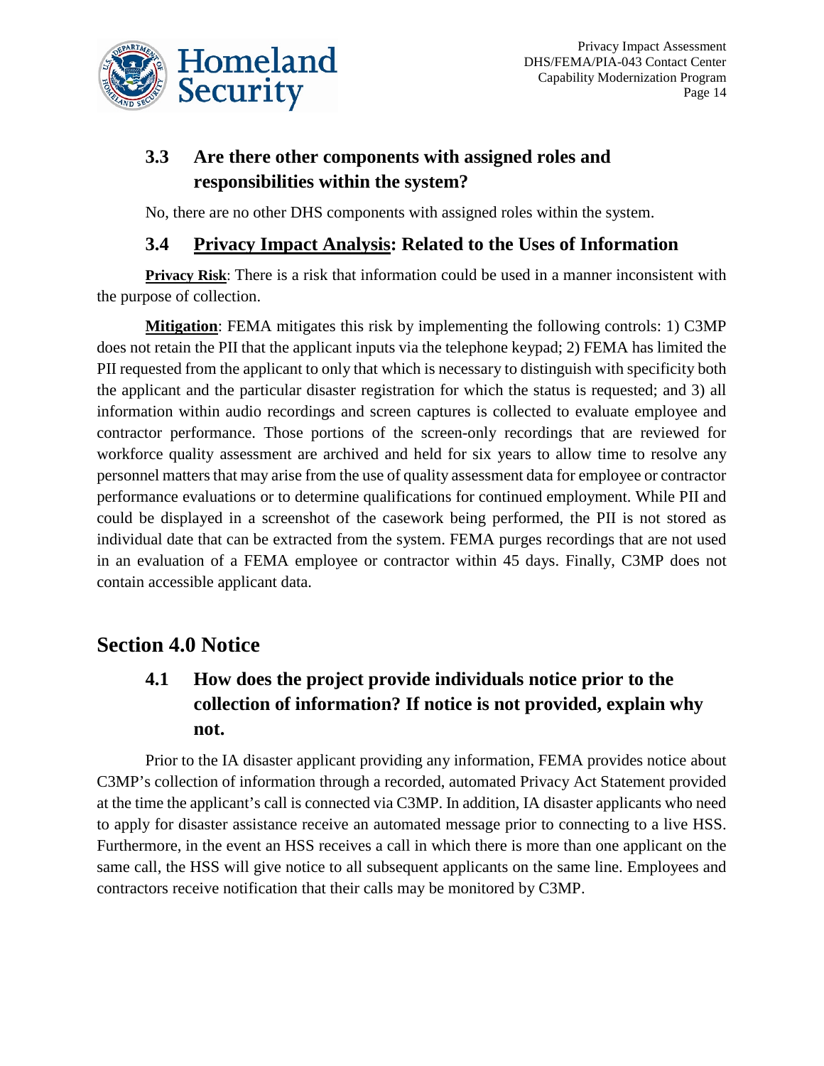### 3.3 Are there other components with assigned roles and responsibilities within the system?

No, there are no other DHS components with assigned roles within the system.

### 3.4 Privacy Impact Analysis: Related to the Uses of Information

**Privacy Risk**: There is a risk that information could be used in a manner inconsistent with the purpose of collection.

**Mitigation**: FEMA mitigates this risk by implementing the following controls: 1) C3MP does not retain the PII that the applicant inputs via the telephone keypad; 2) FEMA has limited the PII requested from the applicant to only that which is necessary to distinguish with specificity both the applicant and the particular disaster registration for which the status is requested; and 3) all information within audio recordings and screen captures is collected to evaluate employee and contractor performance. Those portions of the screen-only recordings that are reviewed for workforce quality assessment are archived and held for six years to allow time to resolve any personnel matters that may arise from the use of quality assessment data for employee or contractor performance evaluations or to determine qualifications for continued employment. While PII and could be displayed in a screenshot of the casework being performed, the PII is not stored as individual date that can be extracted from the system. FEMA purges recordings that are not used in an evaluation of a FEMA employee or contractor within 45 days. Finally, C3MP does not contain accessible applicant data.

## Section 4.0 Notice

### 4.1 How does the project provide individuals notice prior to the collection of information? If notice is not provided, explain why not.

Prior to the IA disaster applicant providing any information, FEMA provides notice about C3MP's collection of information through a recorded, automated Privacy Act Statement provided at the time the applicant's call is connected via C3MP. In addition, IA disaster applicants who need to apply for disaster assistance receive an automated message prior to connecting to a live HSS. Furthermore, in the event an HSS receives a call in which there is more than one applicant on the same call, the HSS will give notice to all subsequent applicants on the same line. Employees and contractors receive notification that their calls may be monitored by C3MP.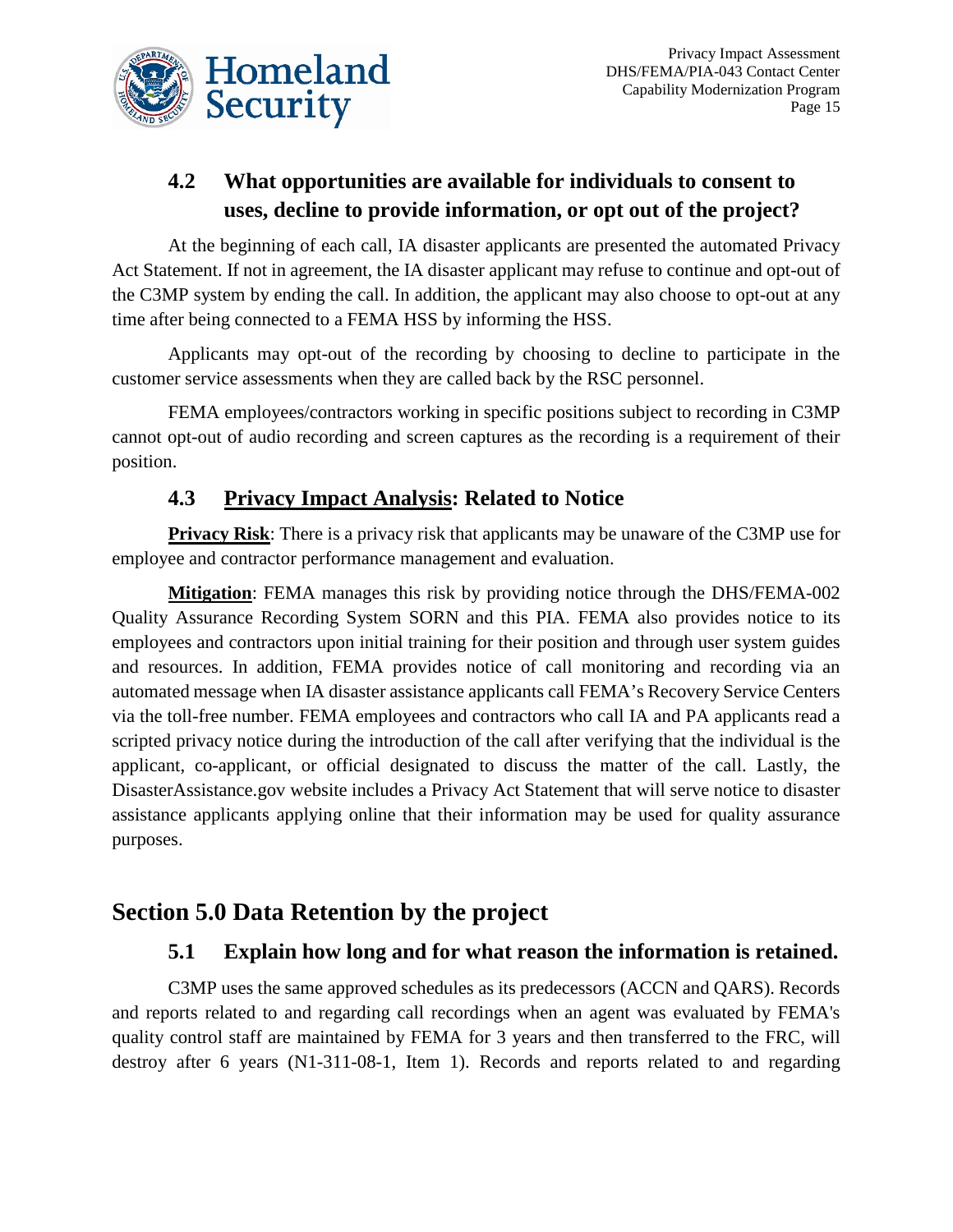### 4.2 What opportunities are available for individuals to consent to uses, decline to provide information, or opt out of the project?

At the beginning of each call, IA disaster applicants are presented the automated Privacy Act Statement. If not in agreement, the IA disaster applicant may refuse to continue and opt-out of the C3MP system by ending the call. In addition, the applicant may also choose to opt-out at any time after being connected to a FEMA HSS by informing the HSS.

Applicants may opt-out of the recording by choosing to decline to participate in the customer service assessments when they are called back by the RSC personnel.

FEMA employees/contractors working in specific positions subject to recording in C3MP cannot opt-out of audio recording and screen captures as the recording is a requirement of their position.

### 4.3 Privacy Impact Analysis: Related to Notice

**Privacy Risk**: There is a privacy risk that applicants may be unaware of the C3MP use for employee and contractor performance management and evaluation.

**Mitigation**: FEMA manages this risk by providing notice through the DHS/FEMA-002 Quality Assurance Recording System SORN and this PIA. FEMA also provides notice to its employees and contractors upon initial training for their position and through user system guides and resources. In addition, FEMA provides notice of call monitoring and recording via an automated message when IA disaster assistance applicants call FEMA's Recovery Service Centers via the toll-free number. FEMA employees and contractors who call IA and PA applicants read a scripted privacy notice during the introduction of the call after verifying that the individual is the applicant, co-applicant, or official designated to discuss the matter of the call. Lastly, the DisasterAssistance.gov website includes a Privacy Act Statement that will serve notice to disaster assistance applicants applying online that their information may be used for quality assurance purposes.

## Section 5.0 Data Retention by the project

### 5.1 Explain how long and for what reason the information is retained.

C3MP uses the same approved schedules as its predecessors (ACCN and QARS). Records and reports related to and regarding call recordings when an agent was evaluated by FEMA's quality control staff are maintained by FEMA for 3 years and then transferred to the FRC, will destroy after 6 years (N1-311-08-1, Item 1). Records and reports related to and regarding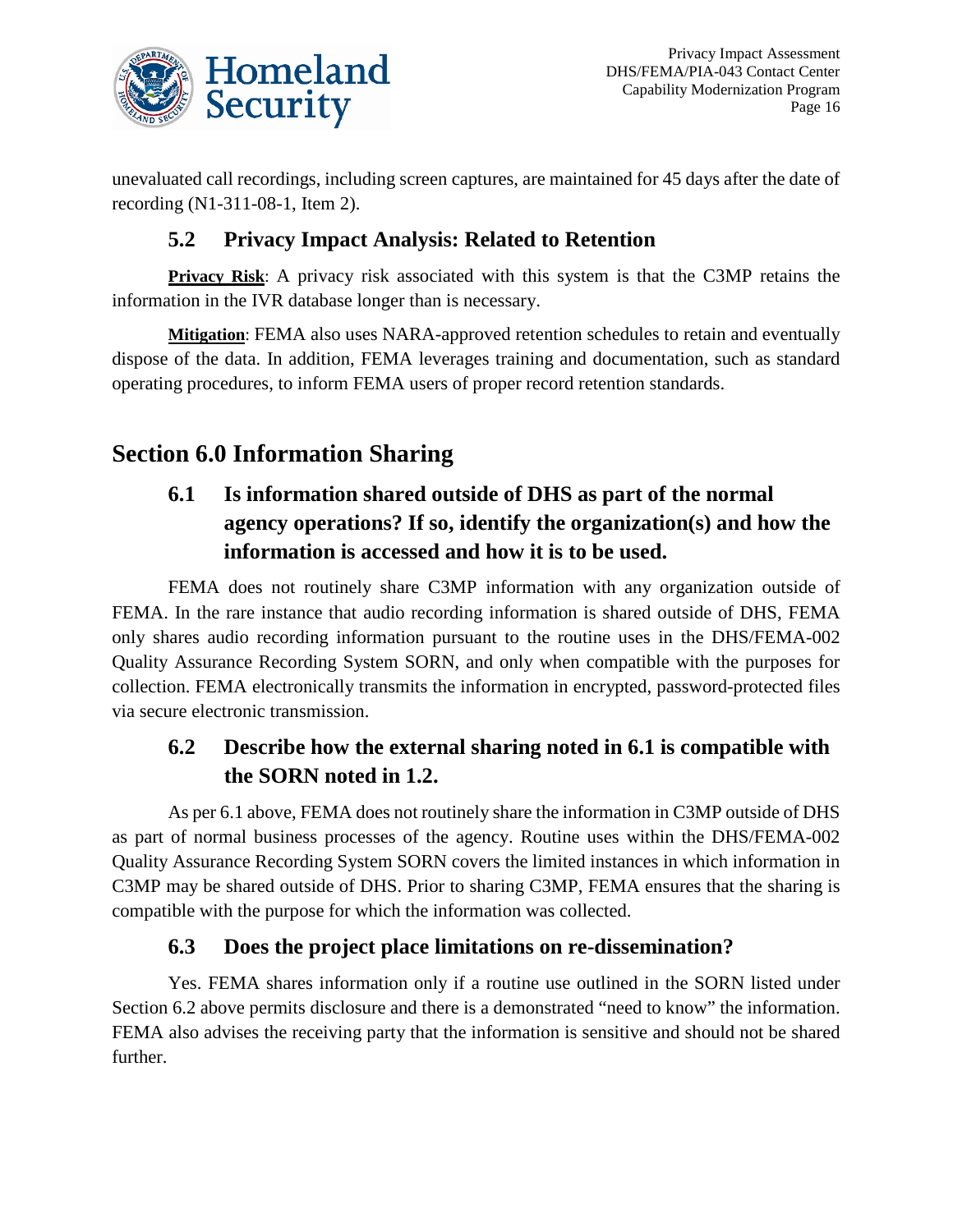unevaluated call recordings, including screen captures, are maintained for 45 days after the date of recording (N1-311-08-1, Item 2).

### 5.2 Privacy Impact Analysis: Related to Retention

**Privacy Risk**: A privacy risk associated with this system is that the C3MP retains the information in the IVR database longer than is necessary.

**Mitigation**: FEMA also uses NARA-approved retention schedules to retain and eventually dispose of the data. In addition, FEMA leverages training and documentation, such as standard operating procedures, to inform FEMA users of proper record retention standards.

## Section 6.0 Information Sharing

### 6.1 Is information shared outside of DHS as part of the normal agency operations? If so, identify the organization(s) and how the information is accessed and how it is to be used.

FEMA does not routinely share C3MP information with any organization outside of FEMA. In the rare instance that audio recording information is shared outside of DHS, FEMA only shares audio recording information pursuant to the routine uses in the DHS/FEMA-002 Quality Assurance Recording System SORN, and only when compatible with the purposes for collection. FEMA electronically transmits the information in encrypted, password-protected files via secure electronic transmission.

### 6.2 Describe how the external sharing noted in 6.1 is compatible with the SORN noted in 1.2.

As per 6.1 above, FEMA does not routinely share the information in C3MP outside of DHS as part of normal business processes of the agency. Routine uses within the DHS/FEMA-002 Quality Assurance Recording System SORN covers the limited instances in which information in C3MP may be shared outside of DHS. Prior to sharing C3MP, FEMA ensures that the sharing is compatible with the purpose for which the information was collected.

### 6.3 Does the project place limitations on re-dissemination?

Yes. FEMA shares information only if a routine use outlined in the SORN listed under Section 6.2 above permits disclosure and there is a demonstrated "need to know" the information. FEMA also advises the receiving party that the information is sensitive and should not be shared further.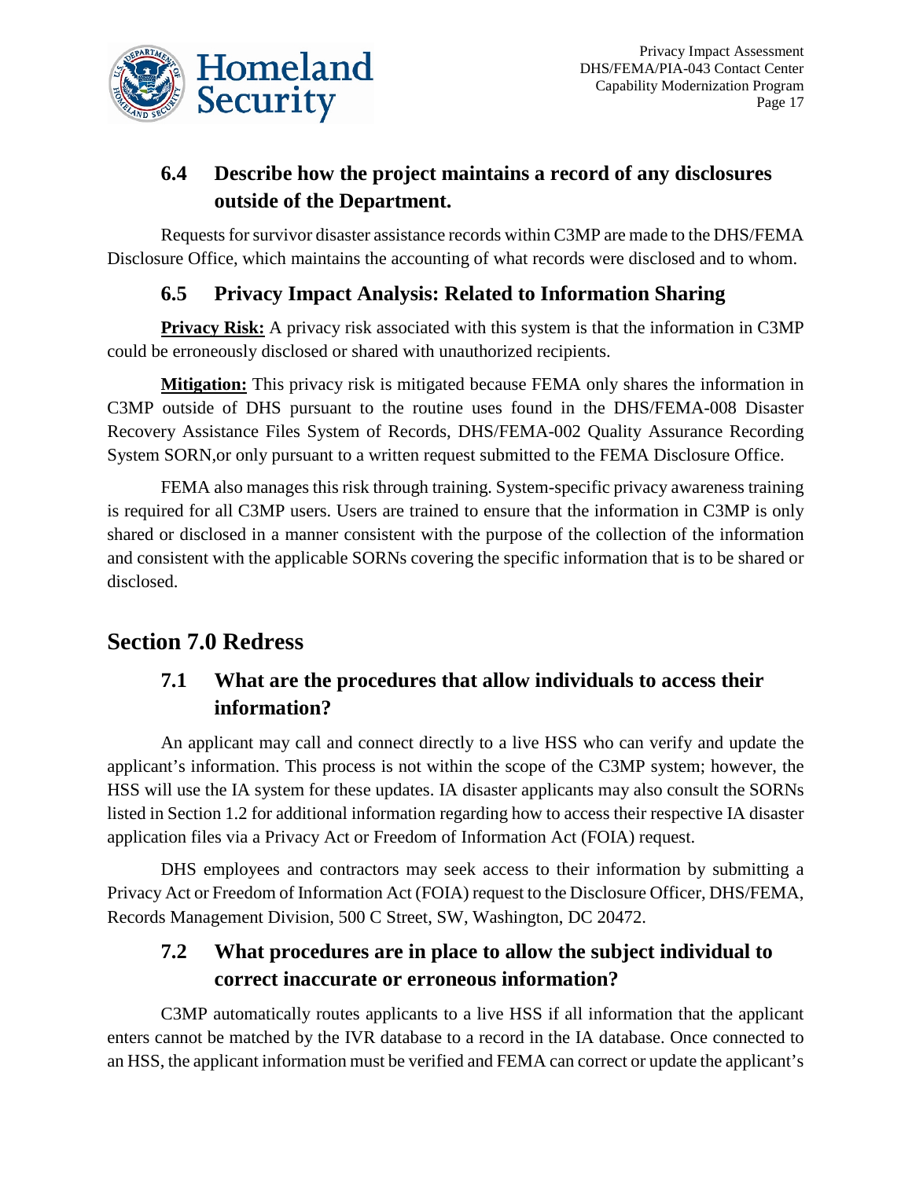### 6.4 Describe how the project maintains a record of any disclosures outside of the Department.

Requests for survivor disaster assistance records within C3MP are made to the DHS/FEMA Disclosure Office, which maintains the accounting of what records were disclosed and to whom.

### 6.5 Privacy Impact Analysis: Related to Information Sharing

**Privacy Risk:** A privacy risk associated with this system is that the information in C3MP could be erroneously disclosed or shared with unauthorized recipients.

**Mitigation:** This privacy risk is mitigated because FEMA only shares the information in C3MP outside of DHS pursuant to the routine uses found in the DHS/FEMA-008 Disaster Recovery Assistance Files System of Records, DHS/FEMA-002 Quality Assurance Recording System SORN,or only pursuant to a written request submitted to the FEMA Disclosure Office.

FEMA also manages this risk through training. System-specific privacy awareness training is required for all C3MP users. Users are trained to ensure that the information in C3MP is only shared or disclosed in a manner consistent with the purpose of the collection of the information and consistent with the applicable SORNs covering the specific information that is to be shared or disclosed.

## Section 7.0 Redress

### 7.1 What are the procedures that allow individuals to access their information?

An applicant may call and connect directly to a live HSS who can verify and update the applicant's information. This process is not within the scope of the C3MP system; however, the HSS will use the IA system for these updates. IA disaster applicants may also consult the SORNs listed in Section 1.2 for additional information regarding how to access their respective IA disaster application files via a Privacy Act or Freedom of Information Act (FOIA) request.

DHS employees and contractors may seek access to their information by submitting a Privacy Act or Freedom of Information Act (FOIA) request to the Disclosure Officer, DHS/FEMA, Records Management Division, 500 C Street, SW, Washington, DC 20472.

### 7.2 What procedures are in place to allow the subject individual to correct inaccurate or erroneous information?

C3MP automatically routes applicants to a live HSS if all information that the applicant enters cannot be matched by the IVR database to a record in the IA database. Once connected to an HSS, the applicant information must be verified and FEMA can correct or update the applicant's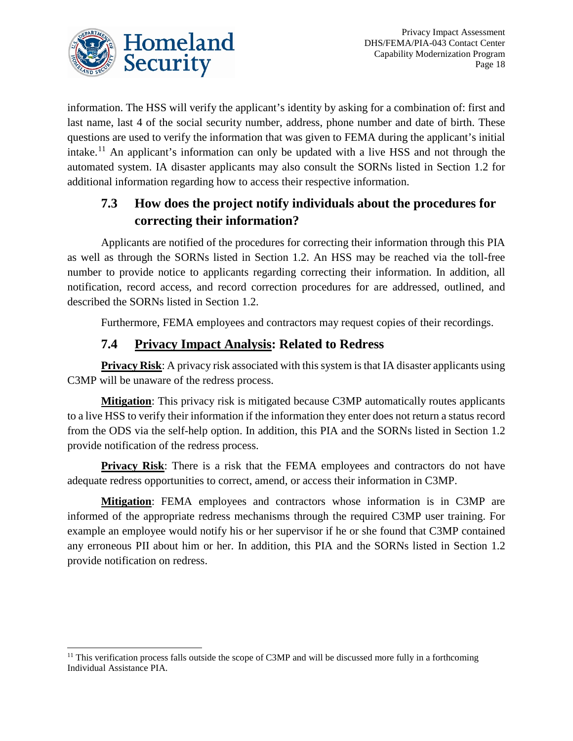information. The HSS will verify the applicant's identity by asking for a combination of: first and last name, last 4 of the social security number, address, phone number and date of birth. These questions are used to verify the information that was given to FEMA during the applicant's initial intake.[11] An applicant's information can only be updated with a live HSS and not through the automated system. IA disaster applicants may also consult the SORNs listed in Section 1.2 for additional information regarding how to access their respective information.

## 7.3 How does the project notify individuals about the procedures for correcting their information?

Applicants are notified of the procedures for correcting their information through this PIA as well as through the SORNs listed in Section 1.2. An HSS may be reached via the toll-free number to provide notice to applicants regarding correcting their information. In addition, all notification, record access, and record correction procedures for are addressed, outlined, and described the SORNs listed in Section 1.2.

Furthermore, FEMA employees and contractors may request copies of their recordings.

## 7.4 <u>Privacy Impact Analysis</u>: Related to Redress

**<u>Privacy Risk</u>**: A privacy risk associated with this system is that IA disaster applicants using C3MP will be unaware of the redress process.

**<u>Mitigation</u>**: This privacy risk is mitigated because C3MP automatically routes applicants to a live HSS to verify their information if the information they enter does not return a status record from the ODS via the self-help option. In addition, this PIA and the SORNs listed in Section 1.2 provide notification of the redress process.

**<u>Privacy Risk</u>**: There is a risk that the FEMA employees and contractors do not have adequate redress opportunities to correct, amend, or access their information in C3MP.

**<u>Mitigation</u>**: FEMA employees and contractors whose information is in C3MP are informed of the appropriate redress mechanisms through the required C3MP user training. For example an employee would notify his or her supervisor if he or she found that C3MP contained any erroneous PII about him or her. In addition, this PIA and the SORNs listed in Section 1.2 provide notification on redress.

---

[11] This verification process falls outside the scope of C3MP and will be discussed more fully in a forthcoming Individual Assistance PIA.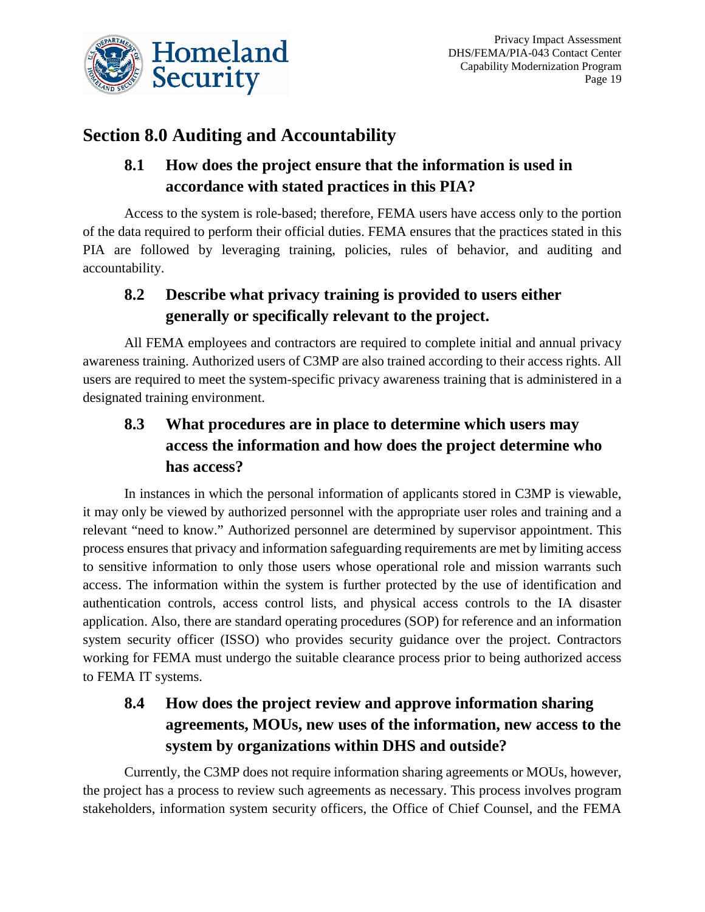## Section 8.0 Auditing and Accountability

### 8.1 How does the project ensure that the information is used in accordance with stated practices in this PIA?

Access to the system is role-based; therefore, FEMA users have access only to the portion of the data required to perform their official duties. FEMA ensures that the practices stated in this PIA are followed by leveraging training, policies, rules of behavior, and auditing and accountability.

### 8.2 Describe what privacy training is provided to users either generally or specifically relevant to the project.

All FEMA employees and contractors are required to complete initial and annual privacy awareness training. Authorized users of C3MP are also trained according to their access rights. All users are required to meet the system-specific privacy awareness training that is administered in a designated training environment.

### 8.3 What procedures are in place to determine which users may access the information and how does the project determine who has access?

In instances in which the personal information of applicants stored in C3MP is viewable, it may only be viewed by authorized personnel with the appropriate user roles and training and a relevant "need to know." Authorized personnel are determined by supervisor appointment. This process ensures that privacy and information safeguarding requirements are met by limiting access to sensitive information to only those users whose operational role and mission warrants such access. The information within the system is further protected by the use of identification and authentication controls, access control lists, and physical access controls to the IA disaster application. Also, there are standard operating procedures (SOP) for reference and an information system security officer (ISSO) who provides security guidance over the project. Contractors working for FEMA must undergo the suitable clearance process prior to being authorized access to FEMA IT systems.

### 8.4 How does the project review and approve information sharing agreements, MOUs, new uses of the information, new access to the system by organizations within DHS and outside?

Currently, the C3MP does not require information sharing agreements or MOUs, however, the project has a process to review such agreements as necessary. This process involves program stakeholders, information system security officers, the Office of Chief Counsel, and the FEMA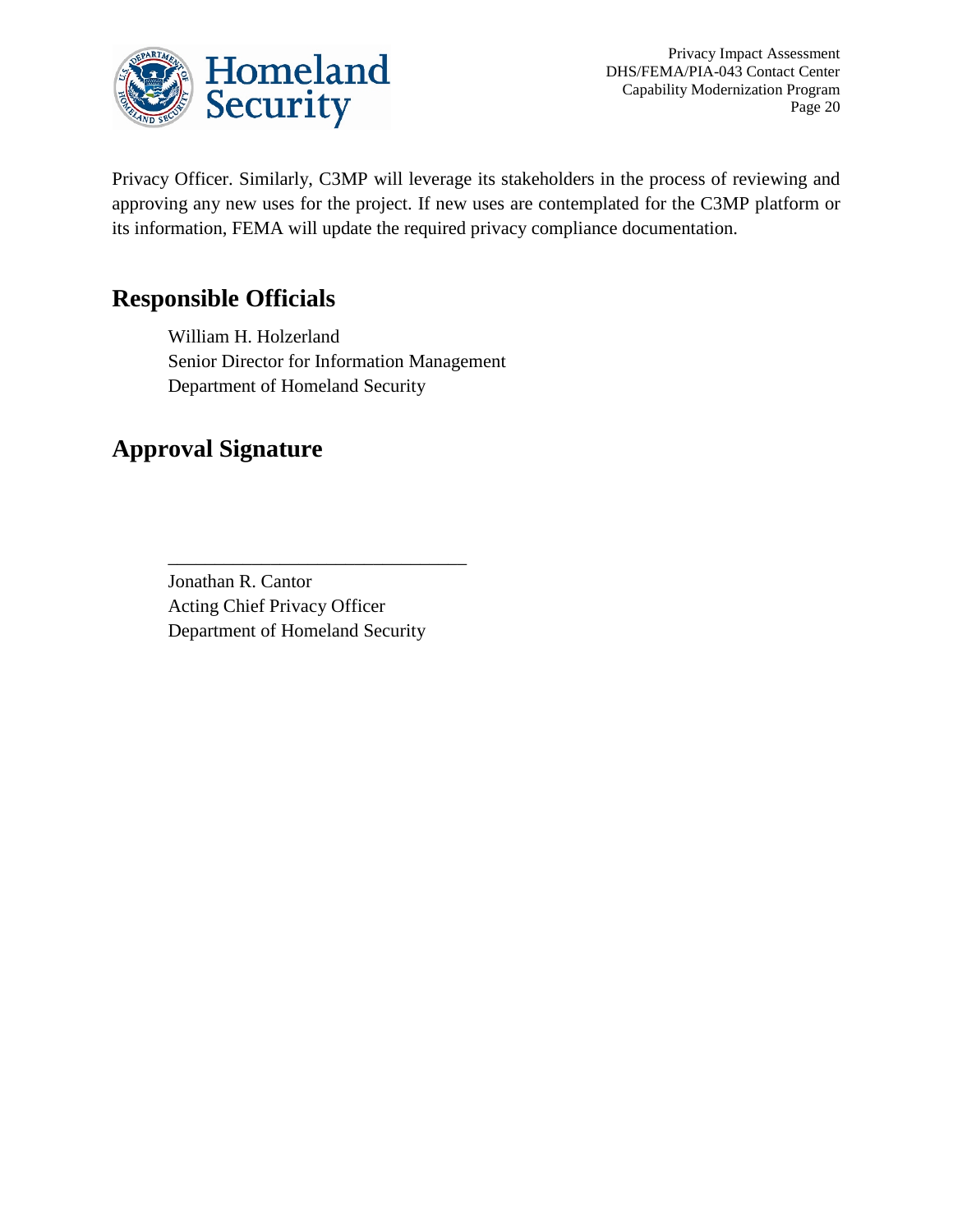Privacy Officer. Similarly, C3MP will leverage its stakeholders in the process of reviewing and approving any new uses for the project. If new uses are contemplated for the C3MP platform or its information, FEMA will update the required privacy compliance documentation.

## Responsible Officials

William H. Holzerland
Senior Director for Information Management
Department of Homeland Security

## Approval Signature

\_\_\_\_\_\_\_\_\_\_\_\_\_\_\_\_\_\_\_\_\_\_\_\_\_\_\_\_\_\_\_\_

Jonathan R. Cantor
Acting Chief Privacy Officer
Department of Homeland Security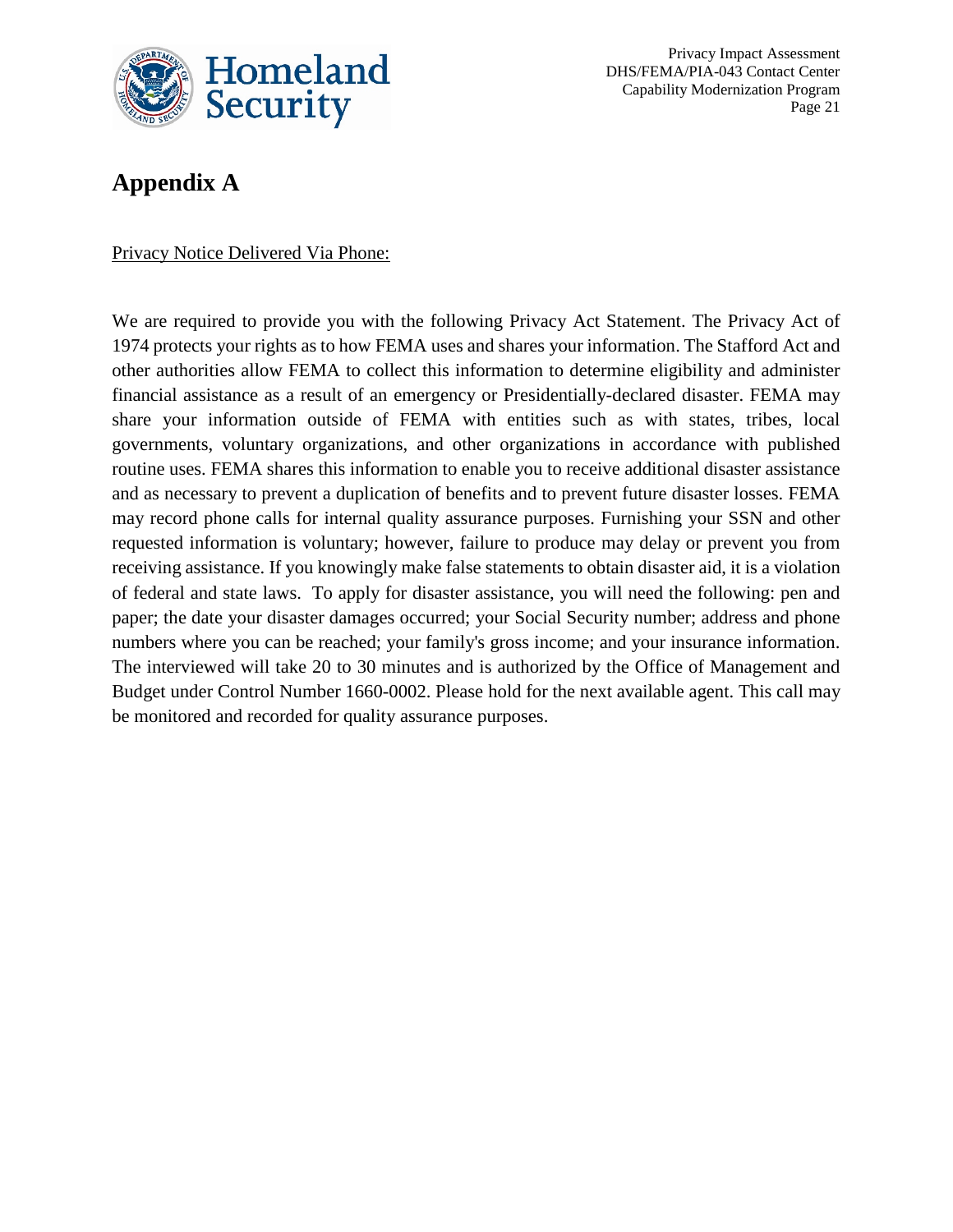# Appendix A

Privacy Notice Delivered Via Phone:

We are required to provide you with the following Privacy Act Statement. The Privacy Act of 1974 protects your rights as to how FEMA uses and shares your information. The Stafford Act and other authorities allow FEMA to collect this information to determine eligibility and administer financial assistance as a result of an emergency or Presidentially-declared disaster. FEMA may share your information outside of FEMA with entities such as with states, tribes, local governments, voluntary organizations, and other organizations in accordance with published routine uses. FEMA shares this information to enable you to receive additional disaster assistance and as necessary to prevent a duplication of benefits and to prevent future disaster losses. FEMA may record phone calls for internal quality assurance purposes. Furnishing your SSN and other requested information is voluntary; however, failure to produce may delay or prevent you from receiving assistance. If you knowingly make false statements to obtain disaster aid, it is a violation of federal and state laws. To apply for disaster assistance, you will need the following: pen and paper; the date your disaster damages occurred; your Social Security number; address and phone numbers where you can be reached; your family's gross income; and your insurance information. The interviewed will take 20 to 30 minutes and is authorized by the Office of Management and Budget under Control Number 1660-0002. Please hold for the next available agent. This call may be monitored and recorded for quality assurance purposes.